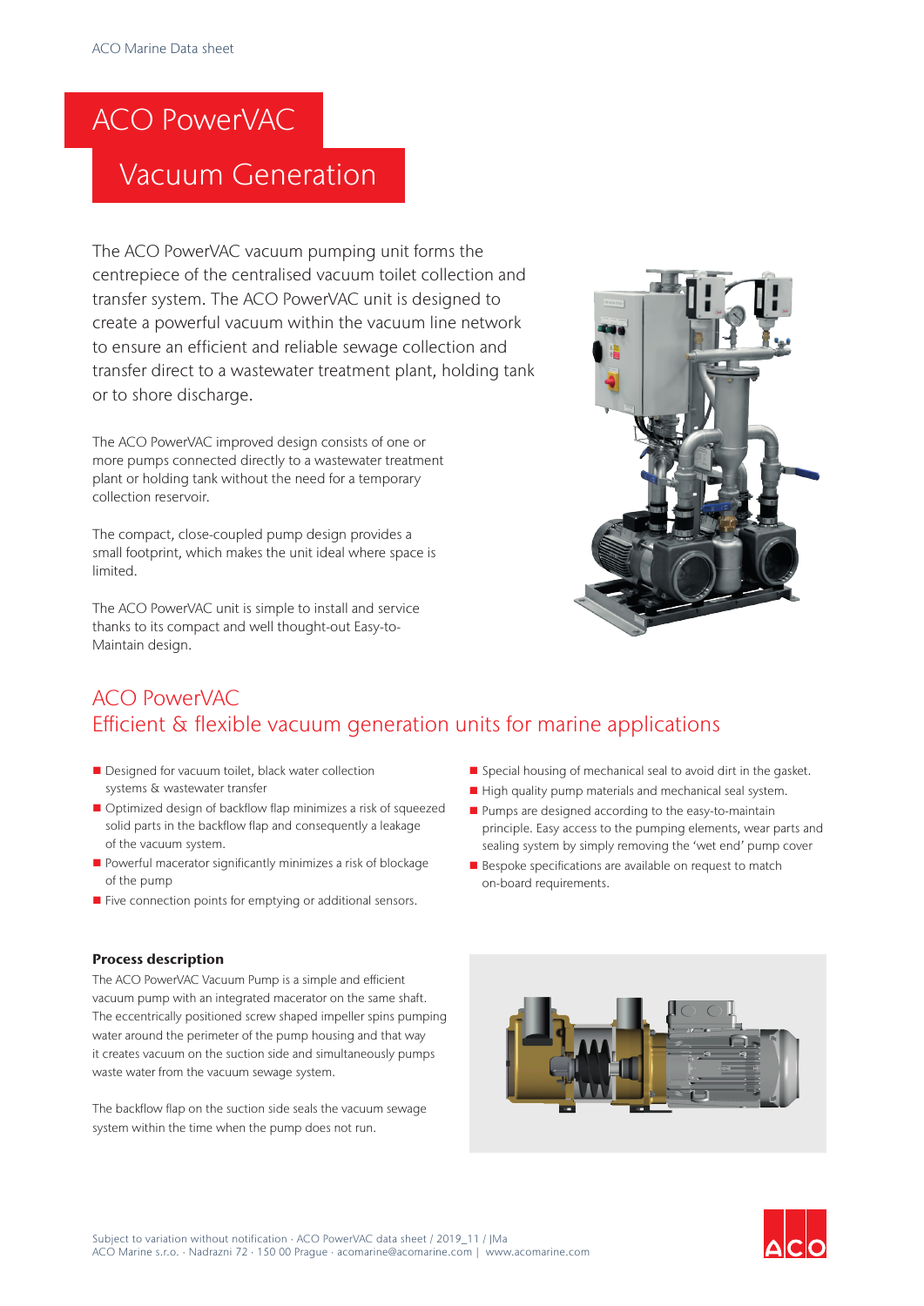# ACO PowerVAC

## Vacuum Generation

The ACO PowerVAC vacuum pumping unit forms the centrepiece of the centralised vacuum toilet collection and transfer system. The ACO PowerVAC unit is designed to create a powerful vacuum within the vacuum line network to ensure an efficient and reliable sewage collection and transfer direct to a wastewater treatment plant, holding tank or to shore discharge.

The ACO PowerVAC improved design consists of one or more pumps connected directly to a wastewater treatment plant or holding tank without the need for a temporary collection reservoir.

The compact, close-coupled pump design provides a small footprint, which makes the unit ideal where space is limited.

The ACO PowerVAC unit is simple to install and service thanks to its compact and well thought-out Easy-to-Maintain design.

## ACO PowerVAC
## Efficient & flexible vacuum generation units for marine applications

- Designed for vacuum toilet, black water collection systems & wastewater transfer
- Optimized design of backflow flap minimizes a risk of squeezed solid parts in the backflow flap and consequently a leakage of the vacuum system.
- Powerful macerator significantly minimizes a risk of blockage of the pump
- Five connection points for emptying or additional sensors.
- Special housing of mechanical seal to avoid dirt in the gasket.
- High quality pump materials and mechanical seal system.
- Pumps are designed according to the easy-to-maintain principle. Easy access to the pumping elements, wear parts and sealing system by simply removing the 'wet end' pump cover
- Bespoke specifications are available on request to match on-board requirements.

**Process description**

The ACO PowerVAC Vacuum Pump is a simple and efficient vacuum pump with an integrated macerator on the same shaft. The eccentrically positioned screw shaped impeller spins pumping water around the perimeter of the pump housing and that way it creates vacuum on the suction side and simultaneously pumps waste water from the vacuum sewage system.

The backflow flap on the suction side seals the vacuum sewage system within the time when the pump does not run.

Subject to variation without notification · ACO PowerVAC data sheet / 2019_11 / JMa
ACO Marine s.r.o. · Nadrazni 72 · 150 00 Prague · acomarine@acomarine.com | www.acomarine.com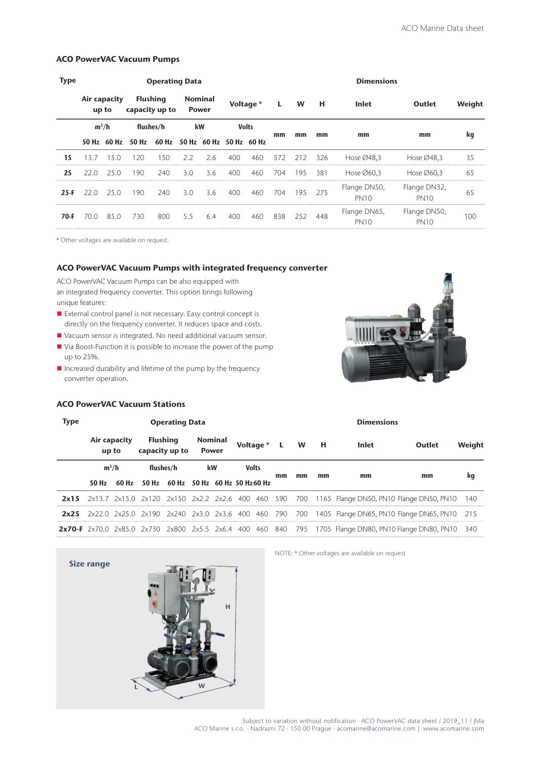### ACO PowerVAC Vacuum Pumps

| Type | Operating Data | | | | | | | | Dimensions | | | | | |
|---|---|---|---|---|---|---|---|---|---|---|---|---|---|---|
| | Air capacity up to | | Flushing capacity up to | | Nominal Power | | Voltage * | | L | W | H | Inlet | Outlet | Weight |
| | m³/h | | flushes/h | | kW | | Volts | | mm | mm | mm | mm | mm | kg |
| | 50 Hz | 60 Hz | 50 Hz | 60 Hz | 50 Hz | 60 Hz | 50 Hz | 60 Hz | | | | | | |
| **15** | 13.7 | 15.0 | 120 | 150 | 2.2 | 2.6 | 400 | 460 | 572 | 212 | 326 | Hose Ø48,3 | Hose Ø48,3 | 35 |
| **25** | 22.0 | 25.0 | 190 | 240 | 3.0 | 3.6 | 400 | 460 | 704 | 195 | 381 | Hose Ø60,3 | Hose Ø60,3 | 65 |
| **25-F** | 22.0 | 25.0 | 190 | 240 | 3.0 | 3.6 | 400 | 460 | 704 | 195 | 275 | Flange DN50, PN10 | Flange DN32, PN10 | 65 |
| **70-F** | 70.0 | 85.0 | 730 | 800 | 5.5 | 6.4 | 400 | 460 | 838 | 252 | 448 | Flange DN65, PN10 | Flange DN50, PN10 | 100 |

* Other voltages are available on request.

### ACO PowerVAC Vacuum Pumps with integrated frequency converter

ACO PowerVAC Vacuum Pumps can be also equipped with an integrated frequency converter. This option brings following unique features:

- External control panel is not necessary. Easy control concept is directly on the frequency converter. It reduces space and costs.
- Vacuum sensor is integrated. No need additional vacuum sensor.
- Via Boost-Function it is possible to increase the power of the pump up to 25%.
- Increased durability and lifetime of the pump by the frequency converter operation.

### ACO PowerVAC Vacuum Stations

| Type | Operating Data | | | | | | | | Dimensions | | | | | |
|---|---|---|---|---|---|---|---|---|---|---|---|---|---|---|
| | Air capacity up to | | Flushing capacity up to | | Nominal Power | | Voltage * | | L | W | H | Inlet | Outlet | Weight |
| | m³/h | | flushes/h | | kW | | Volts | | mm | mm | mm | mm | mm | kg |
| | 50 Hz | 60 Hz | 50 Hz | 60 Hz | 50 Hz | 60 Hz | 50 Hz | 60 Hz | | | | | | |
| **2x15** | 2x13.7 | 2x15.0 | 2x120 | 2x150 | 2x2.2 | 2x2.6 | 400 | 460 | 590 | 700 | 1165 | Flange DN50, PN10 | Flange DN50, PN10 | 140 |
| **2x25** | 2x22.0 | 2x25.0 | 2x190 | 2x240 | 2x3.0 | 2x3.6 | 400 | 460 | 790 | 700 | 1405 | Flange DN65, PN10 | Flange DN65, PN10 | 215 |
| **2x70-F** | 2x70.0 | 2x85.0 | 2x730 | 2x800 | 2x5.5 | 2x6.4 | 400 | 460 | 840 | 795 | 1705 | Flange DN80, PN10 | Flange DN80, PN10 | 340 |

NOTE: * Other voltages are available on request

**Size range**

H

L

W